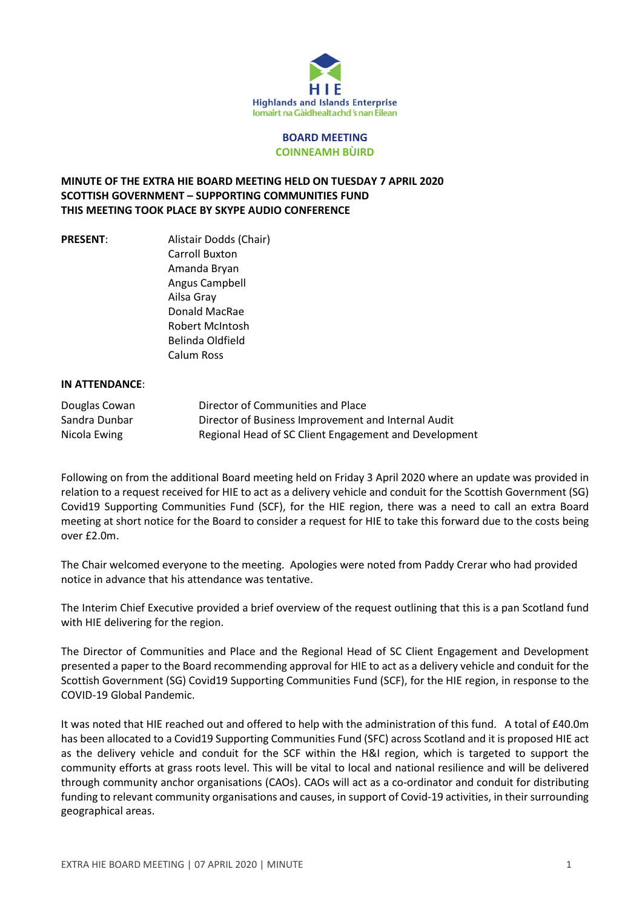**Highlands and Islands Enterprise**
**Iomairt na Gàidhealtachd 's nan Eilean**

**BOARD MEETING**
**COINNEAMH BÙIRD**

**MINUTE OF THE EXTRA HIE BOARD MEETING HELD ON TUESDAY 7 APRIL 2020**
**SCOTTISH GOVERNMENT – SUPPORTING COMMUNITIES FUND**
**THIS MEETING TOOK PLACE BY SKYPE AUDIO CONFERENCE**

**PRESENT**:

Alistair Dodds (Chair)
Carroll Buxton
Amanda Bryan
Angus Campbell
Ailsa Gray
Donald MacRae
Robert McIntosh
Belinda Oldfield
Calum Ross

**IN ATTENDANCE**:

| | |
|---|---|
| Douglas Cowan | Director of Communities and Place |
| Sandra Dunbar | Director of Business Improvement and Internal Audit |
| Nicola Ewing | Regional Head of SC Client Engagement and Development |

Following on from the additional Board meeting held on Friday 3 April 2020 where an update was provided in relation to a request received for HIE to act as a delivery vehicle and conduit for the Scottish Government (SG) Covid19 Supporting Communities Fund (SCF), for the HIE region, there was a need to call an extra Board meeting at short notice for the Board to consider a request for HIE to take this forward due to the costs being over £2.0m.

The Chair welcomed everyone to the meeting. Apologies were noted from Paddy Crerar who had provided notice in advance that his attendance was tentative.

The Interim Chief Executive provided a brief overview of the request outlining that this is a pan Scotland fund with HIE delivering for the region.

The Director of Communities and Place and the Regional Head of SC Client Engagement and Development presented a paper to the Board recommending approval for HIE to act as a delivery vehicle and conduit for the Scottish Government (SG) Covid19 Supporting Communities Fund (SCF), for the HIE region, in response to the COVID-19 Global Pandemic.

It was noted that HIE reached out and offered to help with the administration of this fund. A total of £40.0m has been allocated to a Covid19 Supporting Communities Fund (SFC) across Scotland and it is proposed HIE act as the delivery vehicle and conduit for the SCF within the H&I region, which is targeted to support the community efforts at grass roots level. This will be vital to local and national resilience and will be delivered through community anchor organisations (CAOs). CAOs will act as a co-ordinator and conduit for distributing funding to relevant community organisations and causes, in support of Covid-19 activities, in their surrounding geographical areas.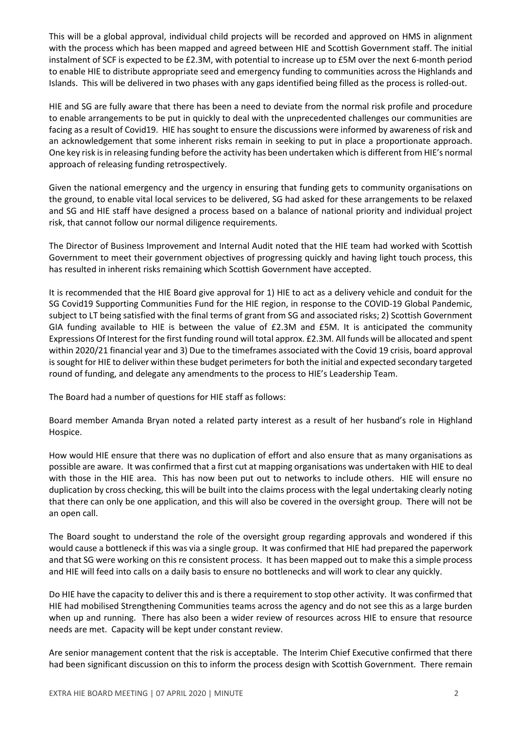This will be a global approval, individual child projects will be recorded and approved on HMS in alignment with the process which has been mapped and agreed between HIE and Scottish Government staff. The initial instalment of SCF is expected to be £2.3M, with potential to increase up to £5M over the next 6-month period to enable HIE to distribute appropriate seed and emergency funding to communities across the Highlands and Islands. This will be delivered in two phases with any gaps identified being filled as the process is rolled-out.

HIE and SG are fully aware that there has been a need to deviate from the normal risk profile and procedure to enable arrangements to be put in quickly to deal with the unprecedented challenges our communities are facing as a result of Covid19. HIE has sought to ensure the discussions were informed by awareness of risk and an acknowledgement that some inherent risks remain in seeking to put in place a proportionate approach. One key risk is in releasing funding before the activity has been undertaken which is different from HIE's normal approach of releasing funding retrospectively.

Given the national emergency and the urgency in ensuring that funding gets to community organisations on the ground, to enable vital local services to be delivered, SG had asked for these arrangements to be relaxed and SG and HIE staff have designed a process based on a balance of national priority and individual project risk, that cannot follow our normal diligence requirements.

The Director of Business Improvement and Internal Audit noted that the HIE team had worked with Scottish Government to meet their government objectives of progressing quickly and having light touch process, this has resulted in inherent risks remaining which Scottish Government have accepted.

It is recommended that the HIE Board give approval for 1) HIE to act as a delivery vehicle and conduit for the SG Covid19 Supporting Communities Fund for the HIE region, in response to the COVID-19 Global Pandemic, subject to LT being satisfied with the final terms of grant from SG and associated risks; 2) Scottish Government GIA funding available to HIE is between the value of £2.3M and £5M. It is anticipated the community Expressions Of Interest for the first funding round will total approx. £2.3M. All funds will be allocated and spent within 2020/21 financial year and 3) Due to the timeframes associated with the Covid 19 crisis, board approval is sought for HIE to deliver within these budget perimeters for both the initial and expected secondary targeted round of funding, and delegate any amendments to the process to HIE's Leadership Team.

The Board had a number of questions for HIE staff as follows:

Board member Amanda Bryan noted a related party interest as a result of her husband's role in Highland Hospice.

How would HIE ensure that there was no duplication of effort and also ensure that as many organisations as possible are aware. It was confirmed that a first cut at mapping organisations was undertaken with HIE to deal with those in the HIE area. This has now been put out to networks to include others. HIE will ensure no duplication by cross checking, this will be built into the claims process with the legal undertaking clearly noting that there can only be one application, and this will also be covered in the oversight group. There will not be an open call.

The Board sought to understand the role of the oversight group regarding approvals and wondered if this would cause a bottleneck if this was via a single group. It was confirmed that HIE had prepared the paperwork and that SG were working on this re consistent process. It has been mapped out to make this a simple process and HIE will feed into calls on a daily basis to ensure no bottlenecks and will work to clear any quickly.

Do HIE have the capacity to deliver this and is there a requirement to stop other activity. It was confirmed that HIE had mobilised Strengthening Communities teams across the agency and do not see this as a large burden when up and running. There has also been a wider review of resources across HIE to ensure that resource needs are met. Capacity will be kept under constant review.

Are senior management content that the risk is acceptable. The Interim Chief Executive confirmed that there had been significant discussion on this to inform the process design with Scottish Government. There remain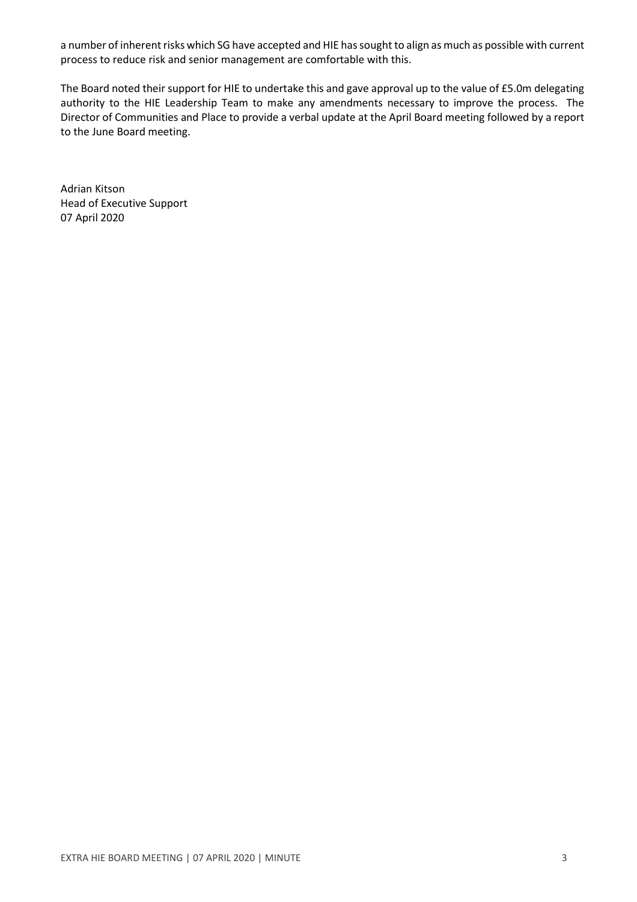a number of inherent risks which SG have accepted and HIE has sought to align as much as possible with current process to reduce risk and senior management are comfortable with this.

The Board noted their support for HIE to undertake this and gave approval up to the value of £5.0m delegating authority to the HIE Leadership Team to make any amendments necessary to improve the process. The Director of Communities and Place to provide a verbal update at the April Board meeting followed by a report to the June Board meeting.

Adrian Kitson
Head of Executive Support
07 April 2020